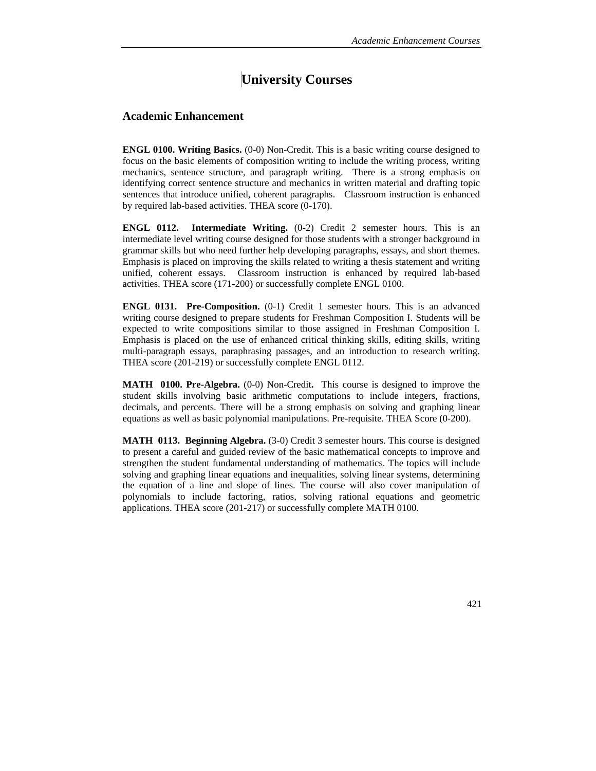# University Courses

## Academic Enhancement

**ENGL 0100. Writing Basics.** (0-0) Non-Credit. This is a basic writing course designed to focus on the basic elements of composition writing to include the writing process, writing mechanics, sentence structure, and paragraph writing. There is a strong emphasis on identifying correct sentence structure and mechanics in written material and drafting topic sentences that introduce unified, coherent paragraphs. Classroom instruction is enhanced by required lab-based activities. THEA score (0-170).

**ENGL 0112. Intermediate Writing.** (0-2) Credit 2 semester hours. This is an intermediate level writing course designed for those students with a stronger background in grammar skills but who need further help developing paragraphs, essays, and short themes. Emphasis is placed on improving the skills related to writing a thesis statement and writing unified, coherent essays. Classroom instruction is enhanced by required lab-based activities. THEA score (171-200) or successfully complete ENGL 0100.

**ENGL 0131. Pre-Composition.** (0-1) Credit 1 semester hours. This is an advanced writing course designed to prepare students for Freshman Composition I. Students will be expected to write compositions similar to those assigned in Freshman Composition I. Emphasis is placed on the use of enhanced critical thinking skills, editing skills, writing multi-paragraph essays, paraphrasing passages, and an introduction to research writing. THEA score (201-219) or successfully complete ENGL 0112.

**MATH 0100. Pre-Algebra.** (0-0) Non-Credit**.** This course is designed to improve the student skills involving basic arithmetic computations to include integers, fractions, decimals, and percents. There will be a strong emphasis on solving and graphing linear equations as well as basic polynomial manipulations. Pre-requisite. THEA Score (0-200).

**MATH 0113. Beginning Algebra.** (3-0) Credit 3 semester hours. This course is designed to present a careful and guided review of the basic mathematical concepts to improve and strengthen the student fundamental understanding of mathematics. The topics will include solving and graphing linear equations and inequalities, solving linear systems, determining the equation of a line and slope of lines. The course will also cover manipulation of polynomials to include factoring, ratios, solving rational equations and geometric applications. THEA score (201-217) or successfully complete MATH 0100.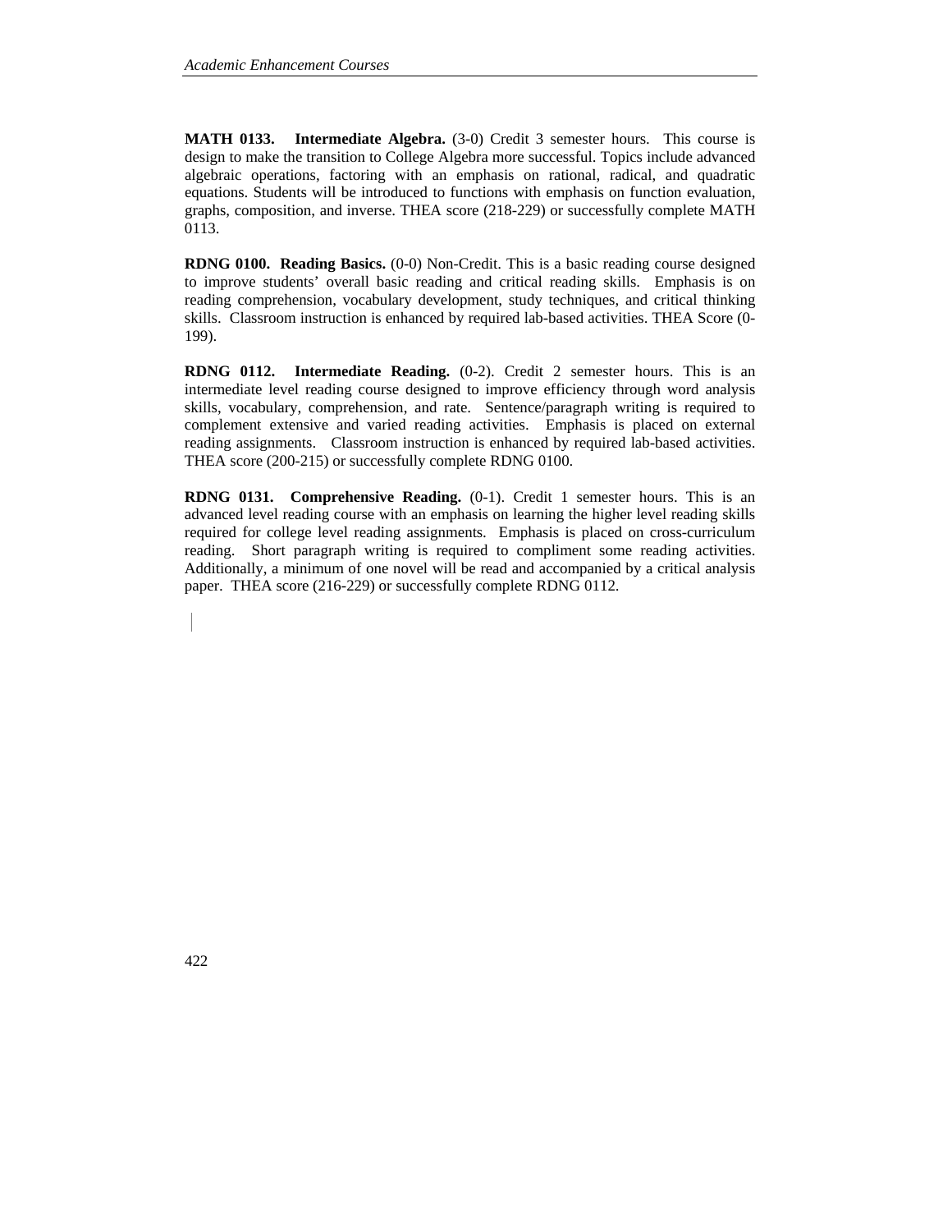**MATH 0133. Intermediate Algebra.** (3-0) Credit 3 semester hours. This course is design to make the transition to College Algebra more successful. Topics include advanced algebraic operations, factoring with an emphasis on rational, radical, and quadratic equations. Students will be introduced to functions with emphasis on function evaluation, graphs, composition, and inverse. THEA score (218-229) or successfully complete MATH 0113.

**RDNG 0100. Reading Basics.** (0-0) Non-Credit. This is a basic reading course designed to improve students' overall basic reading and critical reading skills. Emphasis is on reading comprehension, vocabulary development, study techniques, and critical thinking skills. Classroom instruction is enhanced by required lab-based activities. THEA Score (0-199).

**RDNG 0112. Intermediate Reading.** (0-2). Credit 2 semester hours. This is an intermediate level reading course designed to improve efficiency through word analysis skills, vocabulary, comprehension, and rate. Sentence/paragraph writing is required to complement extensive and varied reading activities. Emphasis is placed on external reading assignments. Classroom instruction is enhanced by required lab-based activities. THEA score (200-215) or successfully complete RDNG 0100.

**RDNG 0131. Comprehensive Reading.** (0-1). Credit 1 semester hours. This is an advanced level reading course with an emphasis on learning the higher level reading skills required for college level reading assignments. Emphasis is placed on cross-curriculum reading. Short paragraph writing is required to compliment some reading activities. Additionally, a minimum of one novel will be read and accompanied by a critical analysis paper. THEA score (216-229) or successfully complete RDNG 0112.